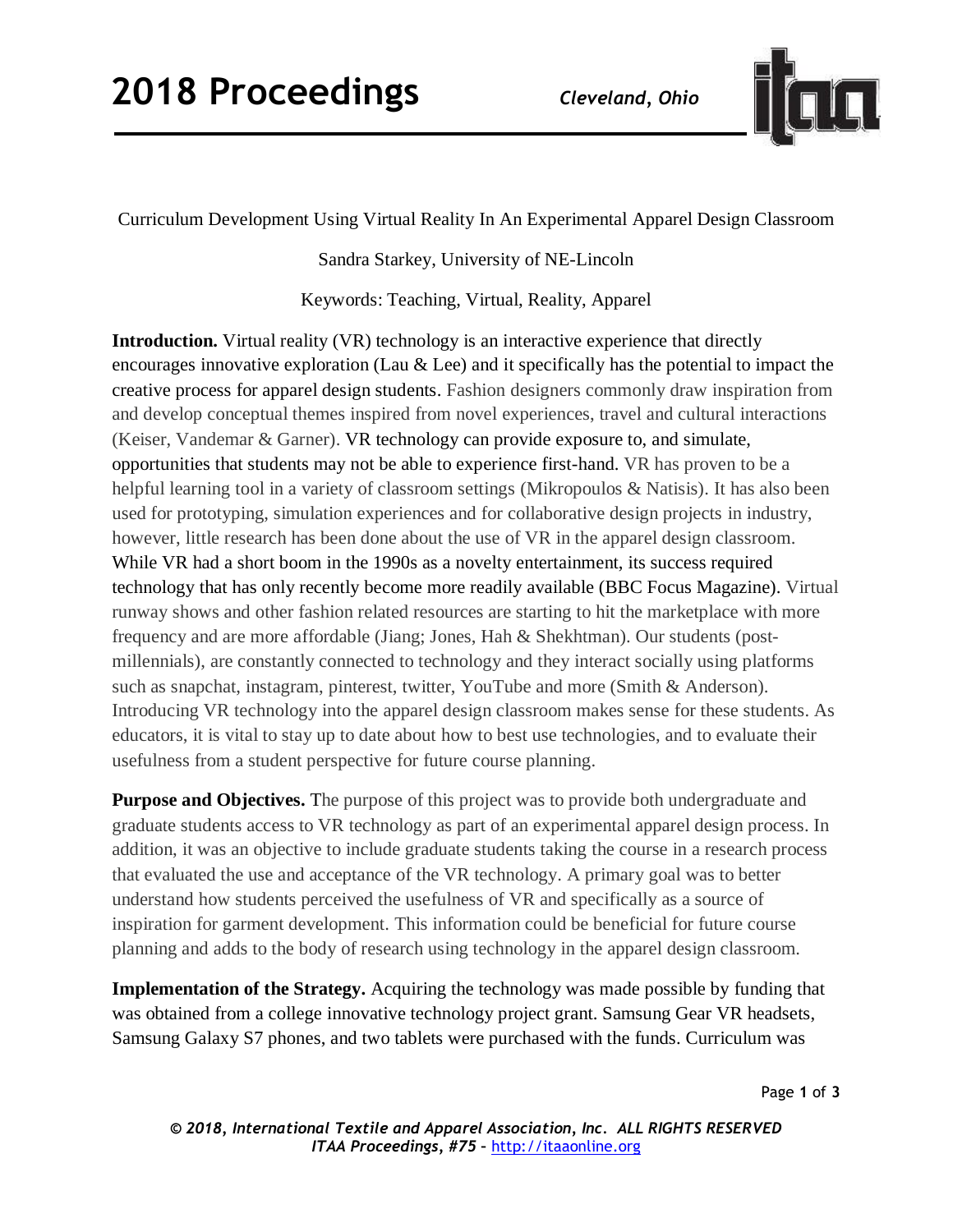Curriculum Development Using Virtual Reality In An Experimental Apparel Design Classroom

Sandra Starkey, University of NE-Lincoln

Keywords: Teaching, Virtual, Reality, Apparel

**Introduction.** Virtual reality (VR) technology is an interactive experience that directly encourages innovative exploration (Lau & Lee) and it specifically has the potential to impact the creative process for apparel design students. Fashion designers commonly draw inspiration from and develop conceptual themes inspired from novel experiences, travel and cultural interactions (Keiser, Vandemar & Garner). VR technology can provide exposure to, and simulate, opportunities that students may not be able to experience first-hand. VR has proven to be a helpful learning tool in a variety of classroom settings (Mikropoulos & Natisis). It has also been used for prototyping, simulation experiences and for collaborative design projects in industry, however, little research has been done about the use of VR in the apparel design classroom. While VR had a short boom in the 1990s as a novelty entertainment, its success required technology that has only recently become more readily available (BBC Focus Magazine). Virtual runway shows and other fashion related resources are starting to hit the marketplace with more frequency and are more affordable (Jiang; Jones, Hah & Shekhtman). Our students (post-millennials), are constantly connected to technology and they interact socially using platforms such as snapchat, instagram, pinterest, twitter, YouTube and more (Smith & Anderson). Introducing VR technology into the apparel design classroom makes sense for these students. As educators, it is vital to stay up to date about how to best use technologies, and to evaluate their usefulness from a student perspective for future course planning.

**Purpose and Objectives.** The purpose of this project was to provide both undergraduate and graduate students access to VR technology as part of an experimental apparel design process. In addition, it was an objective to include graduate students taking the course in a research process that evaluated the use and acceptance of the VR technology. A primary goal was to better understand how students perceived the usefulness of VR and specifically as a source of inspiration for garment development. This information could be beneficial for future course planning and adds to the body of research using technology in the apparel design classroom.

**Implementation of the Strategy.** Acquiring the technology was made possible by funding that was obtained from a college innovative technology project grant. Samsung Gear VR headsets, Samsung Galaxy S7 phones, and two tablets were purchased with the funds. Curriculum was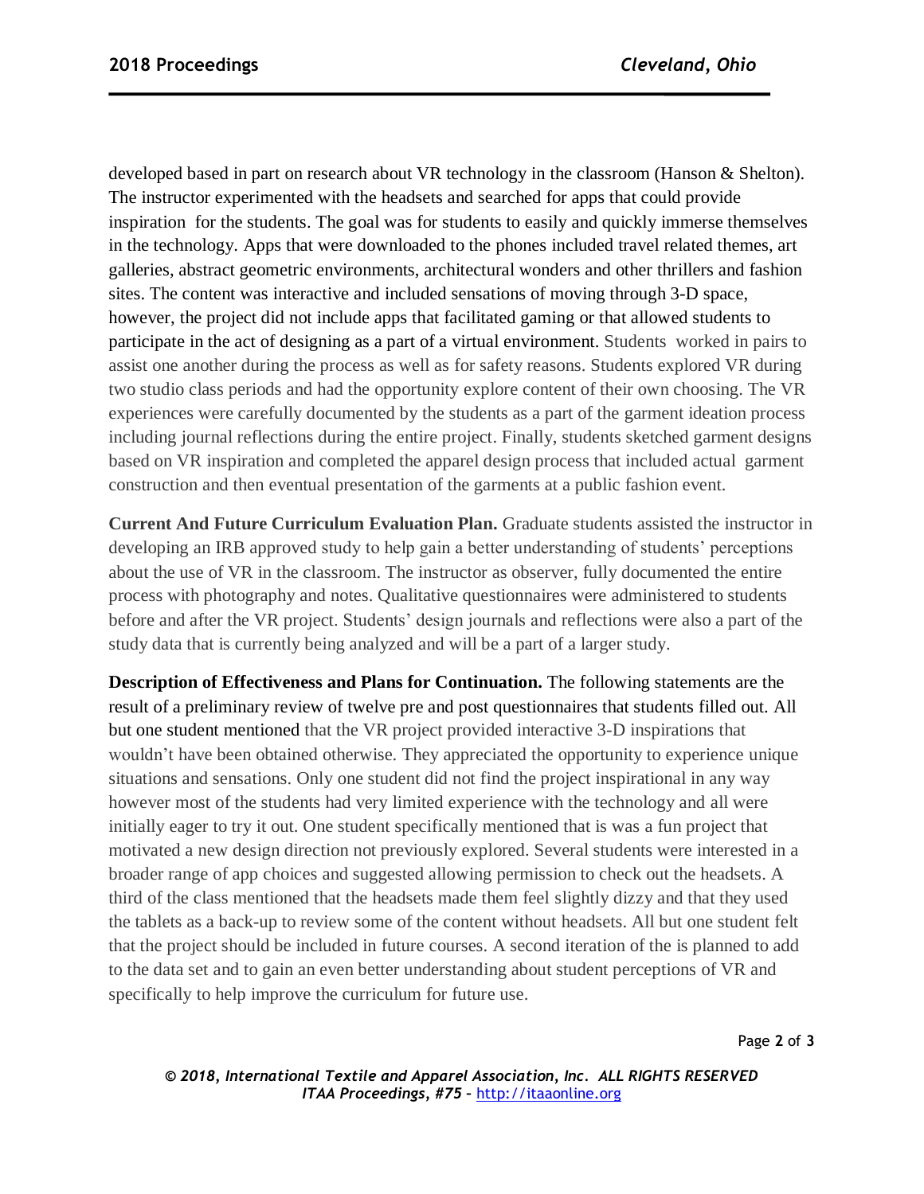developed based in part on research about VR technology in the classroom (Hanson & Shelton). The instructor experimented with the headsets and searched for apps that could provide inspiration for the students. The goal was for students to easily and quickly immerse themselves in the technology. Apps that were downloaded to the phones included travel related themes, art galleries, abstract geometric environments, architectural wonders and other thrillers and fashion sites. The content was interactive and included sensations of moving through 3-D space, however, the project did not include apps that facilitated gaming or that allowed students to participate in the act of designing as a part of a virtual environment. Students worked in pairs to assist one another during the process as well as for safety reasons. Students explored VR during two studio class periods and had the opportunity explore content of their own choosing. The VR experiences were carefully documented by the students as a part of the garment ideation process including journal reflections during the entire project. Finally, students sketched garment designs based on VR inspiration and completed the apparel design process that included actual garment construction and then eventual presentation of the garments at a public fashion event.

**Current And Future Curriculum Evaluation Plan.** Graduate students assisted the instructor in developing an IRB approved study to help gain a better understanding of students' perceptions about the use of VR in the classroom. The instructor as observer, fully documented the entire process with photography and notes. Qualitative questionnaires were administered to students before and after the VR project. Students' design journals and reflections were also a part of the study data that is currently being analyzed and will be a part of a larger study.

**Description of Effectiveness and Plans for Continuation.** The following statements are the result of a preliminary review of twelve pre and post questionnaires that students filled out. All but one student mentioned that the VR project provided interactive 3-D inspirations that wouldn't have been obtained otherwise. They appreciated the opportunity to experience unique situations and sensations. Only one student did not find the project inspirational in any way however most of the students had very limited experience with the technology and all were initially eager to try it out. One student specifically mentioned that is was a fun project that motivated a new design direction not previously explored. Several students were interested in a broader range of app choices and suggested allowing permission to check out the headsets. A third of the class mentioned that the headsets made them feel slightly dizzy and that they used the tablets as a back-up to review some of the content without headsets. All but one student felt that the project should be included in future courses. A second iteration of the is planned to add to the data set and to gain an even better understanding about student perceptions of VR and specifically to help improve the curriculum for future use.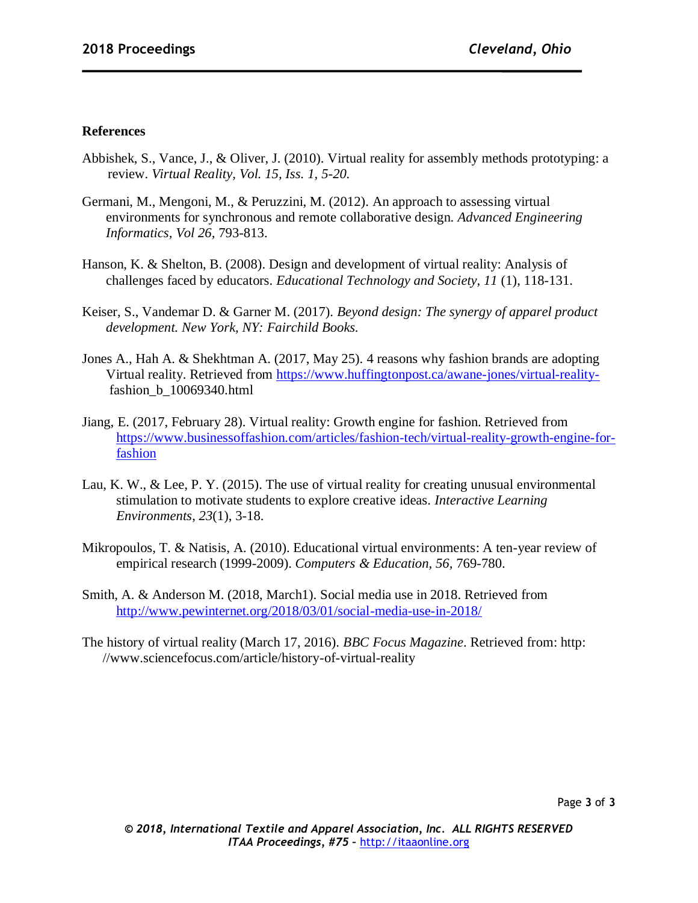**References**

Abbishek, S., Vance, J., & Oliver, J. (2010). Virtual reality for assembly methods prototyping: a review. *Virtual Reality, Vol. 15, Iss. 1, 5-20.*

Germani, M., Mengoni, M., & Peruzzini, M. (2012). An approach to assessing virtual environments for synchronous and remote collaborative design. *Advanced Engineering Informatics, Vol 26,* 793-813.

Hanson, K. & Shelton, B. (2008). Design and development of virtual reality: Analysis of challenges faced by educators. *Educational Technology and Society, 11* (1), 118-131.

Keiser, S., Vandemar D. & Garner M. (2017). *Beyond design: The synergy of apparel product development. New York, NY: Fairchild Books.*

Jones A., Hah A. & Shekhtman A. (2017, May 25). 4 reasons why fashion brands are adopting Virtual reality. Retrieved from https://www.huffingtonpost.ca/awane-jones/virtual-reality-fashion_b_10069340.html

Jiang, E. (2017, February 28). Virtual reality: Growth engine for fashion. Retrieved from https://www.businessoffashion.com/articles/fashion-tech/virtual-reality-growth-engine-for-fashion

Lau, K. W., & Lee, P. Y. (2015). The use of virtual reality for creating unusual environmental stimulation to motivate students to explore creative ideas. *Interactive Learning Environments*, *23*(1), 3-18.

Mikropoulos, T. & Natisis, A. (2010). Educational virtual environments: A ten-year review of empirical research (1999-2009). *Computers & Education, 56,* 769-780.

Smith, A. & Anderson M. (2018, March1). Social media use in 2018. Retrieved from http://www.pewinternet.org/2018/03/01/social-media-use-in-2018/

The history of virtual reality (March 17, 2016). *BBC Focus Magazine*. Retrieved from: http: //www.sciencefocus.com/article/history-of-virtual-reality